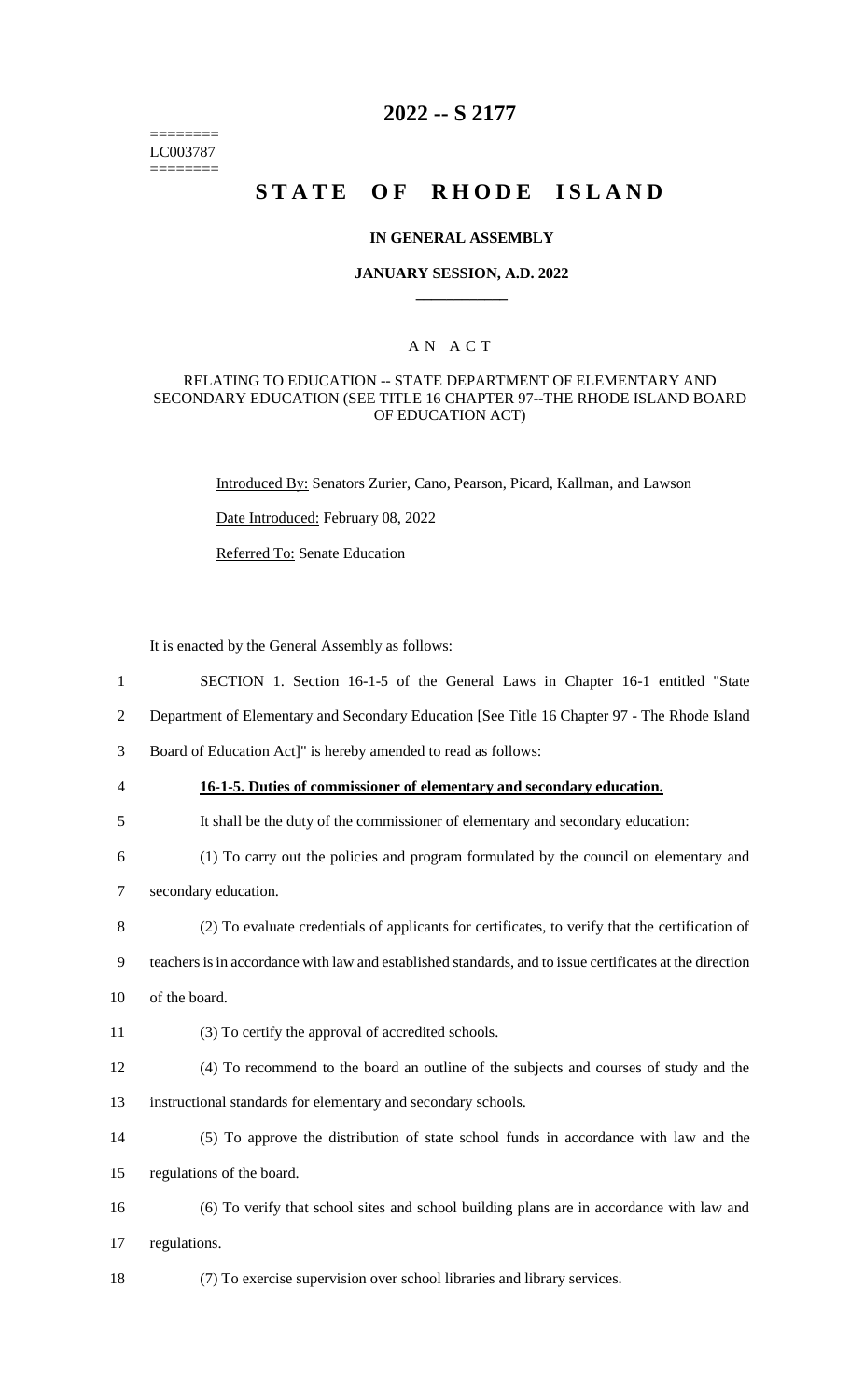======== LC003787 ========

# 2022 -- S 2177

# STATE OF RHODE ISLAND

### IN GENERAL ASSEMBLY

### JANUARY SESSION, A.D. 2022

## AN ACT

RELATING TO EDUCATION -- STATE DEPARTMENT OF ELEMENTARY AND SECONDARY EDUCATION (SEE TITLE 16 CHAPTER 97--THE RHODE ISLAND BOARD OF EDUCATION ACT)

Introduced By: Senators Zurier, Cano, Pearson, Picard, Kallman, and Lawson

Date Introduced: February 08, 2022

Referred To: Senate Education

It is enacted by the General Assembly as follows:

SECTION 1. Section 16-1-5 of the General Laws in Chapter 16-1 entitled "State Department of Elementary and Secondary Education [See Title 16 Chapter 97 - The Rhode Island Board of Education Act]" is hereby amended to read as follows:

**16-1-5. Duties of commissioner of elementary and secondary education.**

It shall be the duty of the commissioner of elementary and secondary education:

(1) To carry out the policies and program formulated by the council on elementary and secondary education.

(2) To evaluate credentials of applicants for certificates, to verify that the certification of teachers is in accordance with law and established standards, and to issue certificates at the direction of the board.

(3) To certify the approval of accredited schools.

(4) To recommend to the board an outline of the subjects and courses of study and the instructional standards for elementary and secondary schools.

(5) To approve the distribution of state school funds in accordance with law and the regulations of the board.

(6) To verify that school sites and school building plans are in accordance with law and regulations.

(7) To exercise supervision over school libraries and library services.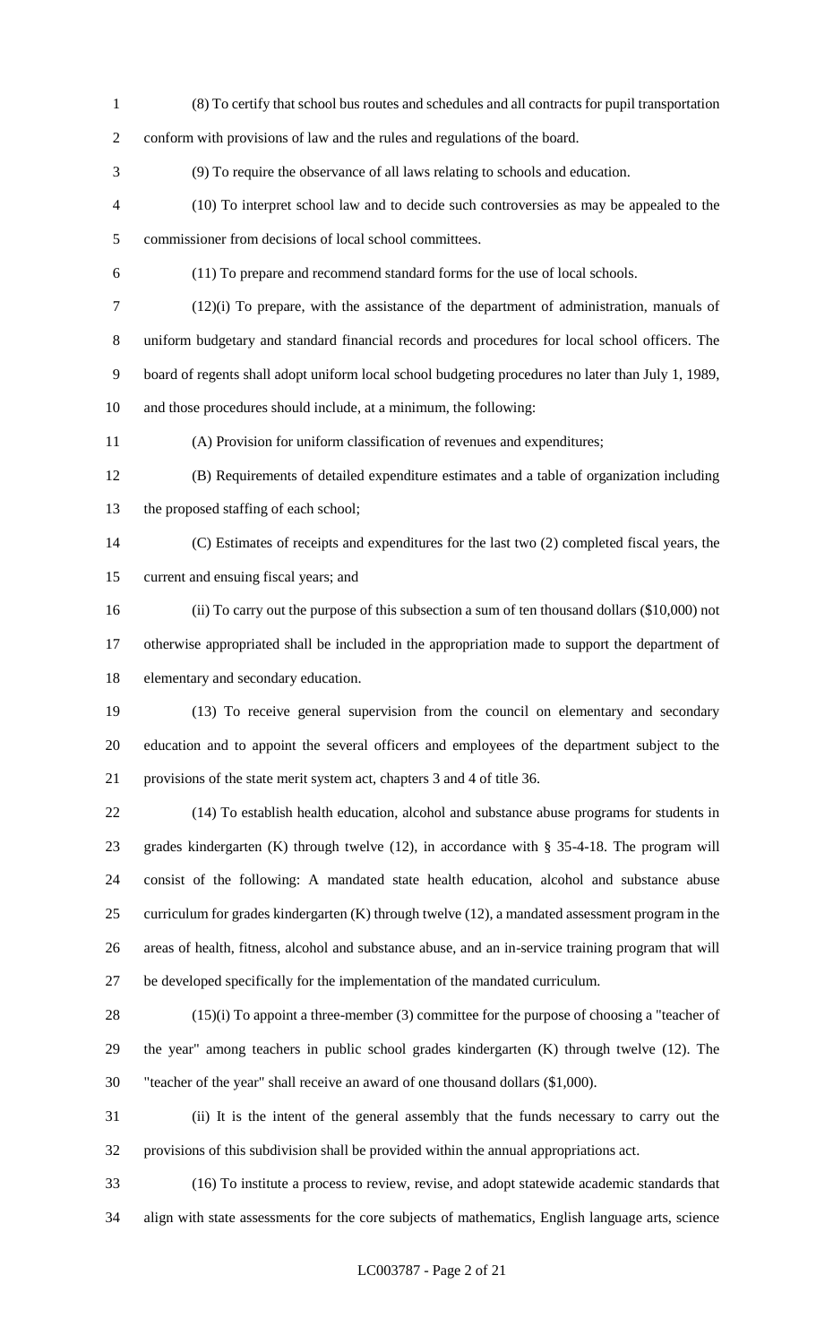(8) To certify that school bus routes and schedules and all contracts for pupil transportation conform with provisions of law and the rules and regulations of the board.

(9) To require the observance of all laws relating to schools and education.

(10) To interpret school law and to decide such controversies as may be appealed to the commissioner from decisions of local school committees.

(11) To prepare and recommend standard forms for the use of local schools.

(12)(i) To prepare, with the assistance of the department of administration, manuals of uniform budgetary and standard financial records and procedures for local school officers. The board of regents shall adopt uniform local school budgeting procedures no later than July 1, 1989, and those procedures should include, at a minimum, the following:

(A) Provision for uniform classification of revenues and expenditures;

(B) Requirements of detailed expenditure estimates and a table of organization including the proposed staffing of each school;

(C) Estimates of receipts and expenditures for the last two (2) completed fiscal years, the current and ensuing fiscal years; and

(ii) To carry out the purpose of this subsection a sum of ten thousand dollars ($10,000) not otherwise appropriated shall be included in the appropriation made to support the department of elementary and secondary education.

(13) To receive general supervision from the council on elementary and secondary education and to appoint the several officers and employees of the department subject to the provisions of the state merit system act, chapters 3 and 4 of title 36.

(14) To establish health education, alcohol and substance abuse programs for students in grades kindergarten (K) through twelve (12), in accordance with § 35-4-18. The program will consist of the following: A mandated state health education, alcohol and substance abuse curriculum for grades kindergarten (K) through twelve (12), a mandated assessment program in the areas of health, fitness, alcohol and substance abuse, and an in-service training program that will be developed specifically for the implementation of the mandated curriculum.

(15)(i) To appoint a three-member (3) committee for the purpose of choosing a "teacher of the year" among teachers in public school grades kindergarten (K) through twelve (12). The "teacher of the year" shall receive an award of one thousand dollars ($1,000).

(ii) It is the intent of the general assembly that the funds necessary to carry out the provisions of this subdivision shall be provided within the annual appropriations act.

(16) To institute a process to review, revise, and adopt statewide academic standards that align with state assessments for the core subjects of mathematics, English language arts, science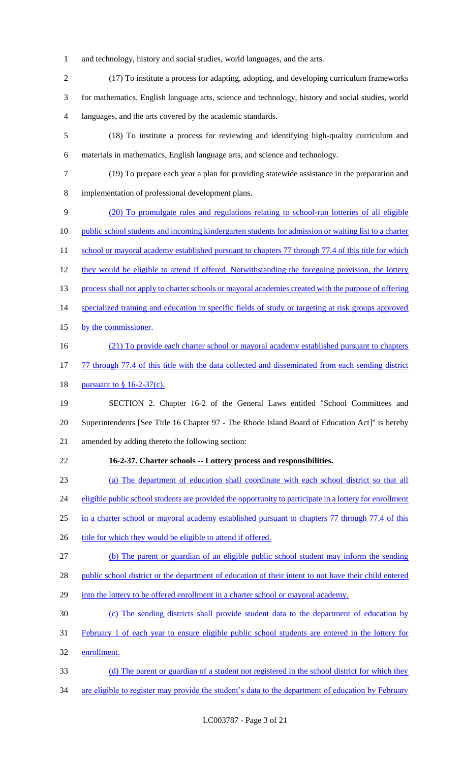and technology, history and social studies, world languages, and the arts.

(17) To institute a process for adapting, adopting, and developing curriculum frameworks for mathematics, English language arts, science and technology, history and social studies, world languages, and the arts covered by the academic standards.

(18) To institute a process for reviewing and identifying high-quality curriculum and materials in mathematics, English language arts, and science and technology.

(19) To prepare each year a plan for providing statewide assistance in the preparation and implementation of professional development plans.

(20) To promulgate rules and regulations relating to school-run lotteries of all eligible public school students and incoming kindergarten students for admission or waiting list to a charter school or mayoral academy established pursuant to chapters 77 through 77.4 of this title for which they would be eligible to attend if offered. Notwithstanding the foregoing provision, the lottery process shall not apply to charter schools or mayoral academies created with the purpose of offering specialized training and education in specific fields of study or targeting at risk groups approved by the commissioner.

(21) To provide each charter school or mayoral academy established pursuant to chapters 77 through 77.4 of this title with the data collected and disseminated from each sending district pursuant to § 16-2-37(c).

SECTION 2. Chapter 16-2 of the General Laws entitled "School Committees and Superintendents [See Title 16 Chapter 97 - The Rhode Island Board of Education Act]" is hereby amended by adding thereto the following section:

**16-2-37. Charter schools -- Lottery process and responsibilities.**

(a) The department of education shall coordinate with each school district so that all eligible public school students are provided the opportunity to participate in a lottery for enrollment in a charter school or mayoral academy established pursuant to chapters 77 through 77.4 of this title for which they would be eligible to attend if offered.

(b) The parent or guardian of an eligible public school student may inform the sending public school district or the department of education of their intent to not have their child entered into the lottery to be offered enrollment in a charter school or mayoral academy.

(c) The sending districts shall provide student data to the department of education by February 1 of each year to ensure eligible public school students are entered in the lottery for enrollment.

(d) The parent or guardian of a student not registered in the school district for which they are eligible to register may provide the student's data to the department of education by February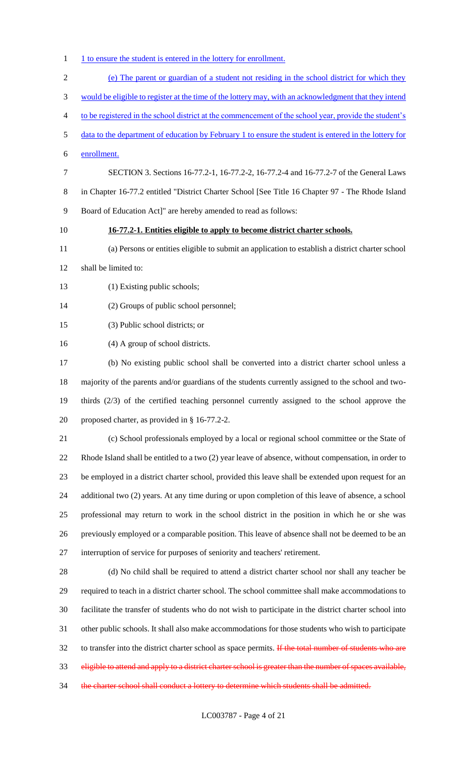1 to ensure the student is entered in the lottery for enrollment.

(e) The parent or guardian of a student not residing in the school district for which they would be eligible to register at the time of the lottery may, with an acknowledgment that they intend to be registered in the school district at the commencement of the school year, provide the student's data to the department of education by February 1 to ensure the student is entered in the lottery for enrollment.

SECTION 3. Sections 16-77.2-1, 16-77.2-2, 16-77.2-4 and 16-77.2-7 of the General Laws in Chapter 16-77.2 entitled "District Charter School [See Title 16 Chapter 97 - The Rhode Island Board of Education Act]" are hereby amended to read as follows:

**16-77.2-1. Entities eligible to apply to become district charter schools.**

(a) Persons or entities eligible to submit an application to establish a district charter school shall be limited to:

(1) Existing public schools;

(2) Groups of public school personnel;

(3) Public school districts; or

(4) A group of school districts.

(b) No existing public school shall be converted into a district charter school unless a majority of the parents and/or guardians of the students currently assigned to the school and two-thirds (2/3) of the certified teaching personnel currently assigned to the school approve the proposed charter, as provided in § 16-77.2-2.

(c) School professionals employed by a local or regional school committee or the State of Rhode Island shall be entitled to a two (2) year leave of absence, without compensation, in order to be employed in a district charter school, provided this leave shall be extended upon request for an additional two (2) years. At any time during or upon completion of this leave of absence, a school professional may return to work in the school district in the position in which he or she was previously employed or a comparable position. This leave of absence shall not be deemed to be an interruption of service for purposes of seniority and teachers' retirement.

(d) No child shall be required to attend a district charter school nor shall any teacher be required to teach in a district charter school. The school committee shall make accommodations to facilitate the transfer of students who do not wish to participate in the district charter school into other public schools. It shall also make accommodations for those students who wish to participate to transfer into the district charter school as space permits. ~~If the total number of students who are eligible to attend and apply to a district charter school is greater than the number of spaces available, the charter school shall conduct a lottery to determine which students shall be admitted.~~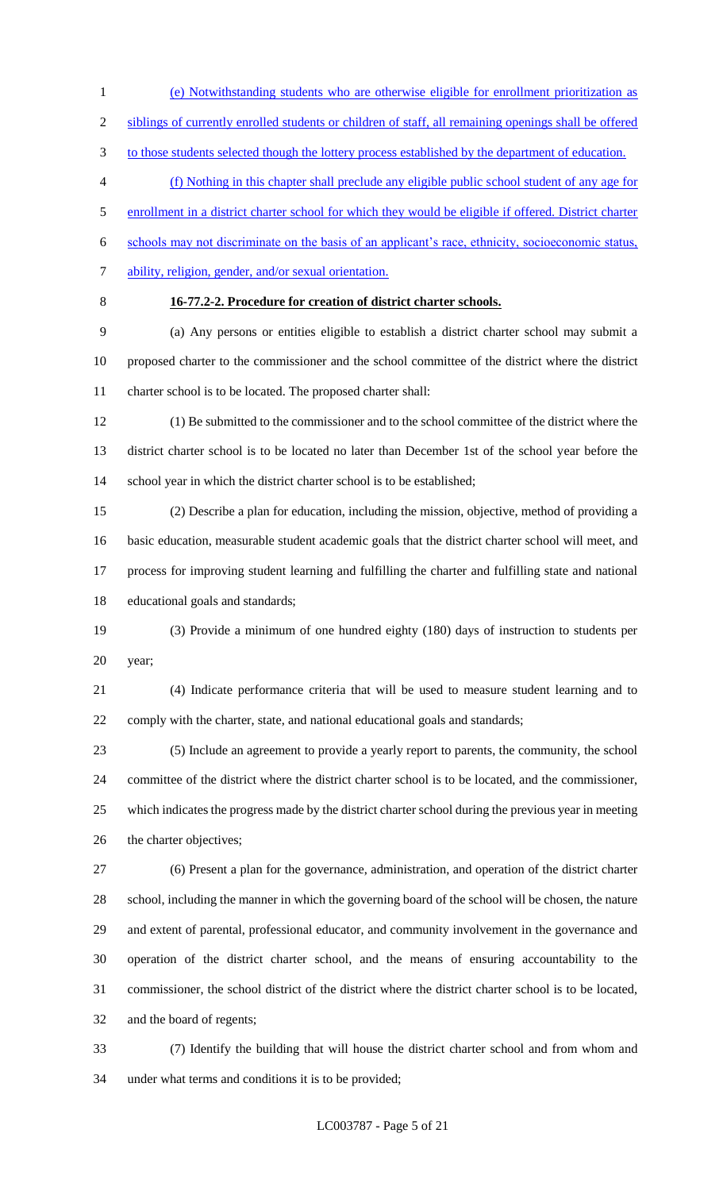(e) Notwithstanding students who are otherwise eligible for enrollment prioritization as siblings of currently enrolled students or children of staff, all remaining openings shall be offered to those students selected though the lottery process established by the department of education.

(f) Nothing in this chapter shall preclude any eligible public school student of any age for enrollment in a district charter school for which they would be eligible if offered. District charter schools may not discriminate on the basis of an applicant's race, ethnicity, socioeconomic status, ability, religion, gender, and/or sexual orientation.

**16-77.2-2. Procedure for creation of district charter schools.**

(a) Any persons or entities eligible to establish a district charter school may submit a proposed charter to the commissioner and the school committee of the district where the district charter school is to be located. The proposed charter shall:

(1) Be submitted to the commissioner and to the school committee of the district where the district charter school is to be located no later than December 1st of the school year before the school year in which the district charter school is to be established;

(2) Describe a plan for education, including the mission, objective, method of providing a basic education, measurable student academic goals that the district charter school will meet, and process for improving student learning and fulfilling the charter and fulfilling state and national educational goals and standards;

(3) Provide a minimum of one hundred eighty (180) days of instruction to students per year;

(4) Indicate performance criteria that will be used to measure student learning and to comply with the charter, state, and national educational goals and standards;

(5) Include an agreement to provide a yearly report to parents, the community, the school committee of the district where the district charter school is to be located, and the commissioner, which indicates the progress made by the district charter school during the previous year in meeting the charter objectives;

(6) Present a plan for the governance, administration, and operation of the district charter school, including the manner in which the governing board of the school will be chosen, the nature and extent of parental, professional educator, and community involvement in the governance and operation of the district charter school, and the means of ensuring accountability to the commissioner, the school district of the district where the district charter school is to be located, and the board of regents;

(7) Identify the building that will house the district charter school and from whom and under what terms and conditions it is to be provided;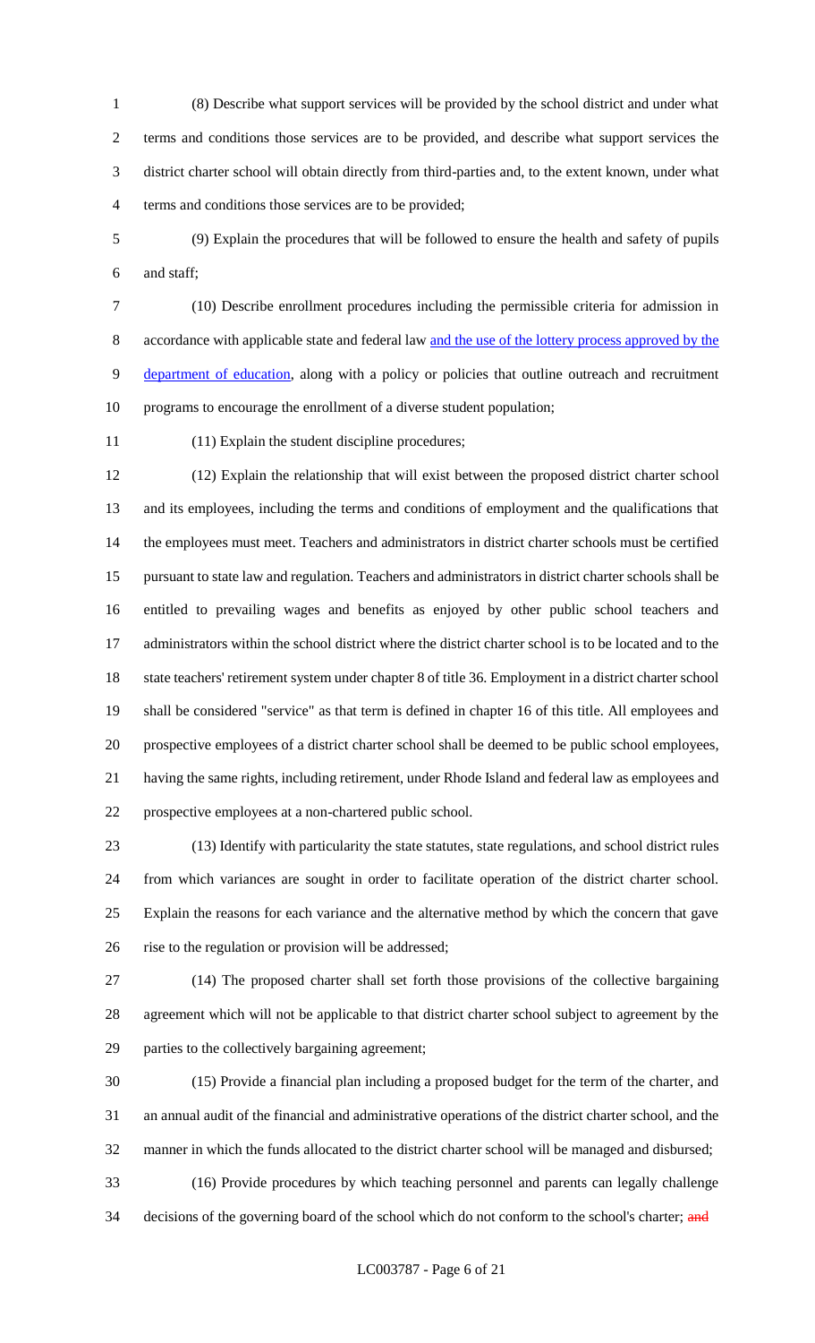(8) Describe what support services will be provided by the school district and under what terms and conditions those services are to be provided, and describe what support services the district charter school will obtain directly from third-parties and, to the extent known, under what terms and conditions those services are to be provided;

(9) Explain the procedures that will be followed to ensure the health and safety of pupils and staff;

(10) Describe enrollment procedures including the permissible criteria for admission in accordance with applicable state and federal law and the use of the lottery process approved by the department of education, along with a policy or policies that outline outreach and recruitment programs to encourage the enrollment of a diverse student population;

(11) Explain the student discipline procedures;

(12) Explain the relationship that will exist between the proposed district charter school and its employees, including the terms and conditions of employment and the qualifications that the employees must meet. Teachers and administrators in district charter schools must be certified pursuant to state law and regulation. Teachers and administrators in district charter schools shall be entitled to prevailing wages and benefits as enjoyed by other public school teachers and administrators within the school district where the district charter school is to be located and to the state teachers' retirement system under chapter 8 of title 36. Employment in a district charter school shall be considered "service" as that term is defined in chapter 16 of this title. All employees and prospective employees of a district charter school shall be deemed to be public school employees, having the same rights, including retirement, under Rhode Island and federal law as employees and prospective employees at a non-chartered public school.

(13) Identify with particularity the state statutes, state regulations, and school district rules from which variances are sought in order to facilitate operation of the district charter school. Explain the reasons for each variance and the alternative method by which the concern that gave rise to the regulation or provision will be addressed;

(14) The proposed charter shall set forth those provisions of the collective bargaining agreement which will not be applicable to that district charter school subject to agreement by the parties to the collectively bargaining agreement;

(15) Provide a financial plan including a proposed budget for the term of the charter, and an annual audit of the financial and administrative operations of the district charter school, and the manner in which the funds allocated to the district charter school will be managed and disbursed;

(16) Provide procedures by which teaching personnel and parents can legally challenge decisions of the governing board of the school which do not conform to the school's charter; ~~and~~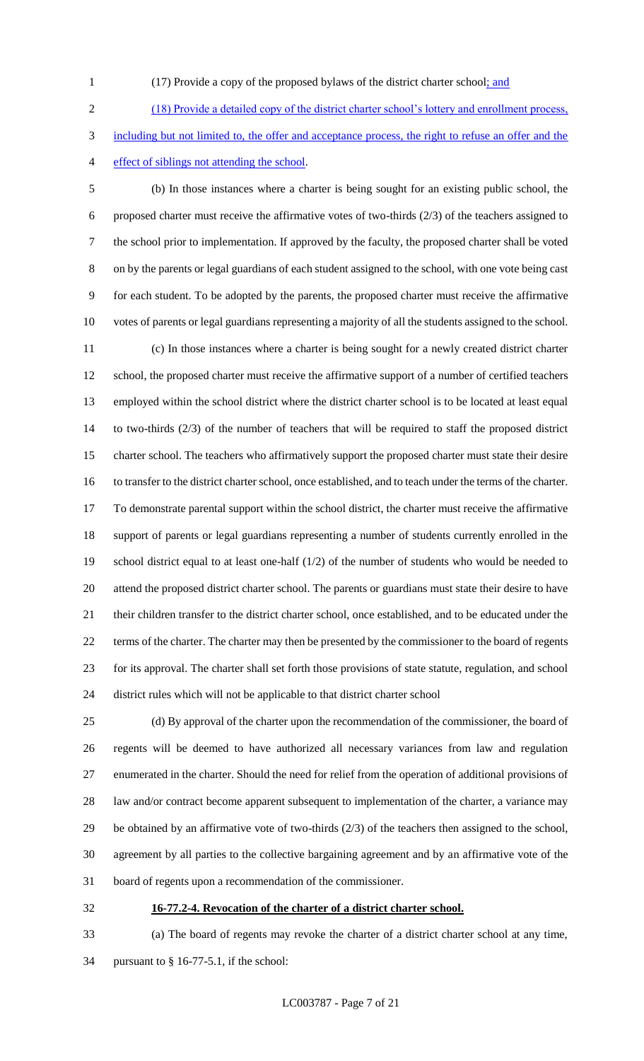(17) Provide a copy of the proposed bylaws of the district charter school; and

(18) Provide a detailed copy of the district charter school's lottery and enrollment process, including but not limited to, the offer and acceptance process, the right to refuse an offer and the effect of siblings not attending the school.

(b) In those instances where a charter is being sought for an existing public school, the proposed charter must receive the affirmative votes of two-thirds (2/3) of the teachers assigned to the school prior to implementation. If approved by the faculty, the proposed charter shall be voted on by the parents or legal guardians of each student assigned to the school, with one vote being cast for each student. To be adopted by the parents, the proposed charter must receive the affirmative votes of parents or legal guardians representing a majority of all the students assigned to the school.

(c) In those instances where a charter is being sought for a newly created district charter school, the proposed charter must receive the affirmative support of a number of certified teachers employed within the school district where the district charter school is to be located at least equal to two-thirds (2/3) of the number of teachers that will be required to staff the proposed district charter school. The teachers who affirmatively support the proposed charter must state their desire to transfer to the district charter school, once established, and to teach under the terms of the charter. To demonstrate parental support within the school district, the charter must receive the affirmative support of parents or legal guardians representing a number of students currently enrolled in the school district equal to at least one-half (1/2) of the number of students who would be needed to attend the proposed district charter school. The parents or guardians must state their desire to have their children transfer to the district charter school, once established, and to be educated under the terms of the charter. The charter may then be presented by the commissioner to the board of regents for its approval. The charter shall set forth those provisions of state statute, regulation, and school district rules which will not be applicable to that district charter school

(d) By approval of the charter upon the recommendation of the commissioner, the board of regents will be deemed to have authorized all necessary variances from law and regulation enumerated in the charter. Should the need for relief from the operation of additional provisions of law and/or contract become apparent subsequent to implementation of the charter, a variance may be obtained by an affirmative vote of two-thirds (2/3) of the teachers then assigned to the school, agreement by all parties to the collective bargaining agreement and by an affirmative vote of the board of regents upon a recommendation of the commissioner.

**16-77.2-4. Revocation of the charter of a district charter school.**

(a) The board of regents may revoke the charter of a district charter school at any time, pursuant to § 16-77-5.1, if the school: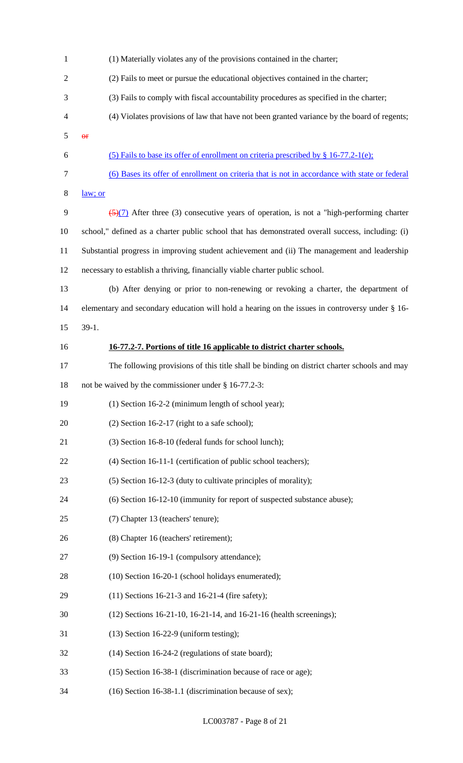(1) Materially violates any of the provisions contained in the charter;

(2) Fails to meet or pursue the educational objectives contained in the charter;

(3) Fails to comply with fiscal accountability procedures as specified in the charter;

(4) Violates provisions of law that have not been granted variance by the board of regents; ~~or~~

(5) Fails to base its offer of enrollment on criteria prescribed by § 16-77.2-1(e);

(6) Bases its offer of enrollment on criteria that is not in accordance with state or federal law; or

~~(5)~~(7) After three (3) consecutive years of operation, is not a "high-performing charter school," defined as a charter public school that has demonstrated overall success, including: (i) Substantial progress in improving student achievement and (ii) The management and leadership necessary to establish a thriving, financially viable charter public school.

(b) After denying or prior to non-renewing or revoking a charter, the department of elementary and secondary education will hold a hearing on the issues in controversy under § 16-39-1.

**16-77.2-7. Portions of title 16 applicable to district charter schools.**

The following provisions of this title shall be binding on district charter schools and may not be waived by the commissioner under § 16-77.2-3:

(1) Section 16-2-2 (minimum length of school year);

(2) Section 16-2-17 (right to a safe school);

(3) Section 16-8-10 (federal funds for school lunch);

(4) Section 16-11-1 (certification of public school teachers);

(5) Section 16-12-3 (duty to cultivate principles of morality);

(6) Section 16-12-10 (immunity for report of suspected substance abuse);

(7) Chapter 13 (teachers' tenure);

(8) Chapter 16 (teachers' retirement);

(9) Section 16-19-1 (compulsory attendance);

(10) Section 16-20-1 (school holidays enumerated);

(11) Sections 16-21-3 and 16-21-4 (fire safety);

(12) Sections 16-21-10, 16-21-14, and 16-21-16 (health screenings);

(13) Section 16-22-9 (uniform testing);

(14) Section 16-24-2 (regulations of state board);

(15) Section 16-38-1 (discrimination because of race or age);

(16) Section 16-38-1.1 (discrimination because of sex);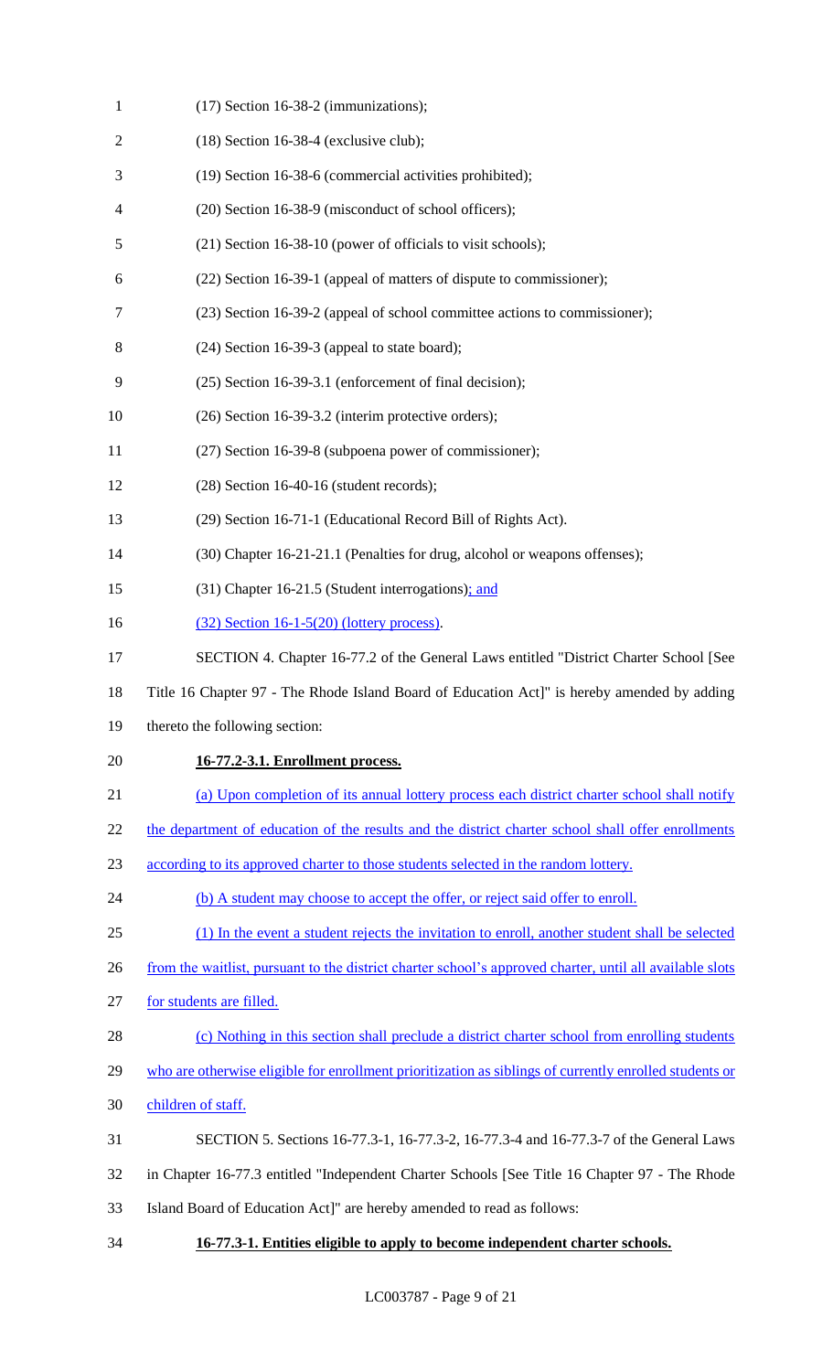(17) Section 16-38-2 (immunizations);

(18) Section 16-38-4 (exclusive club);

(19) Section 16-38-6 (commercial activities prohibited);

(20) Section 16-38-9 (misconduct of school officers);

(21) Section 16-38-10 (power of officials to visit schools);

(22) Section 16-39-1 (appeal of matters of dispute to commissioner);

(23) Section 16-39-2 (appeal of school committee actions to commissioner);

(24) Section 16-39-3 (appeal to state board);

(25) Section 16-39-3.1 (enforcement of final decision);

(26) Section 16-39-3.2 (interim protective orders);

(27) Section 16-39-8 (subpoena power of commissioner);

(28) Section 16-40-16 (student records);

(29) Section 16-71-1 (Educational Record Bill of Rights Act).

(30) Chapter 16-21-21.1 (Penalties for drug, alcohol or weapons offenses);

(31) Chapter 16-21.5 (Student interrogations); and

(32) Section 16-1-5(20) (lottery process).

SECTION 4. Chapter 16-77.2 of the General Laws entitled "District Charter School [See Title 16 Chapter 97 - The Rhode Island Board of Education Act]" is hereby amended by adding thereto the following section:

**16-77.2-3.1. Enrollment process.**

(a) Upon completion of its annual lottery process each district charter school shall notify the department of education of the results and the district charter school shall offer enrollments according to its approved charter to those students selected in the random lottery.

(b) A student may choose to accept the offer, or reject said offer to enroll.

(1) In the event a student rejects the invitation to enroll, another student shall be selected from the waitlist, pursuant to the district charter school's approved charter, until all available slots for students are filled.

(c) Nothing in this section shall preclude a district charter school from enrolling students who are otherwise eligible for enrollment prioritization as siblings of currently enrolled students or children of staff.

SECTION 5. Sections 16-77.3-1, 16-77.3-2, 16-77.3-4 and 16-77.3-7 of the General Laws in Chapter 16-77.3 entitled "Independent Charter Schools [See Title 16 Chapter 97 - The Rhode Island Board of Education Act]" are hereby amended to read as follows:

**16-77.3-1. Entities eligible to apply to become independent charter schools.**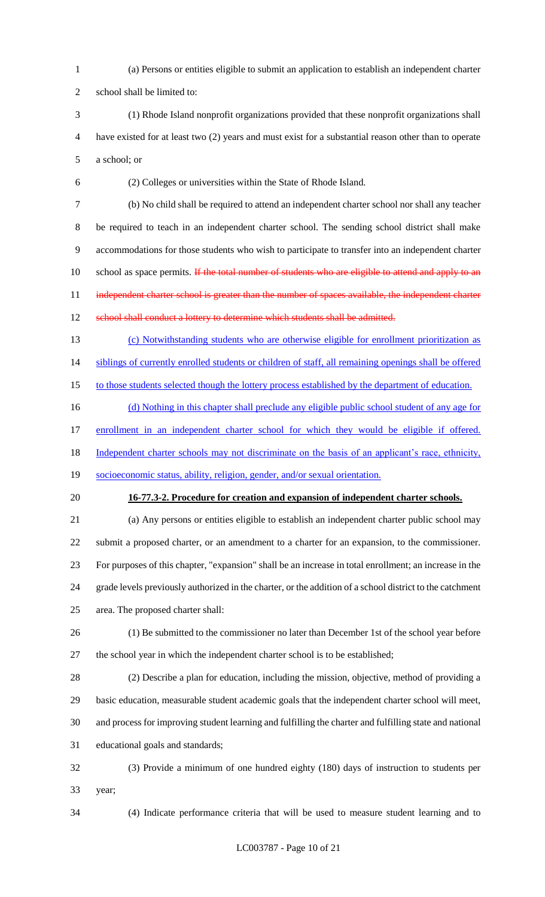(a) Persons or entities eligible to submit an application to establish an independent charter school shall be limited to:

(1) Rhode Island nonprofit organizations provided that these nonprofit organizations shall have existed for at least two (2) years and must exist for a substantial reason other than to operate a school; or

(2) Colleges or universities within the State of Rhode Island.

(b) No child shall be required to attend an independent charter school nor shall any teacher be required to teach in an independent charter school. The sending school district shall make accommodations for those students who wish to participate to transfer into an independent charter school as space permits. ~~If the total number of students who are eligible to attend and apply to an independent charter school is greater than the number of spaces available, the independent charter school shall conduct a lottery to determine which students shall be admitted.~~

<u>(c) Notwithstanding students who are otherwise eligible for enrollment prioritization as siblings of currently enrolled students or children of staff, all remaining openings shall be offered to those students selected though the lottery process established by the department of education.</u>

<u>(d) Nothing in this chapter shall preclude any eligible public school student of any age for enrollment in an independent charter school for which they would be eligible if offered. Independent charter schools may not discriminate on the basis of an applicant's race, ethnicity, socioeconomic status, ability, religion, gender, and/or sexual orientation.</u>

**16-77.3-2. Procedure for creation and expansion of independent charter schools.**

(a) Any persons or entities eligible to establish an independent charter public school may submit a proposed charter, or an amendment to a charter for an expansion, to the commissioner. For purposes of this chapter, "expansion" shall be an increase in total enrollment; an increase in the grade levels previously authorized in the charter, or the addition of a school district to the catchment area. The proposed charter shall:

(1) Be submitted to the commissioner no later than December 1st of the school year before the school year in which the independent charter school is to be established;

(2) Describe a plan for education, including the mission, objective, method of providing a basic education, measurable student academic goals that the independent charter school will meet, and process for improving student learning and fulfilling the charter and fulfilling state and national educational goals and standards;

(3) Provide a minimum of one hundred eighty (180) days of instruction to students per year;

(4) Indicate performance criteria that will be used to measure student learning and to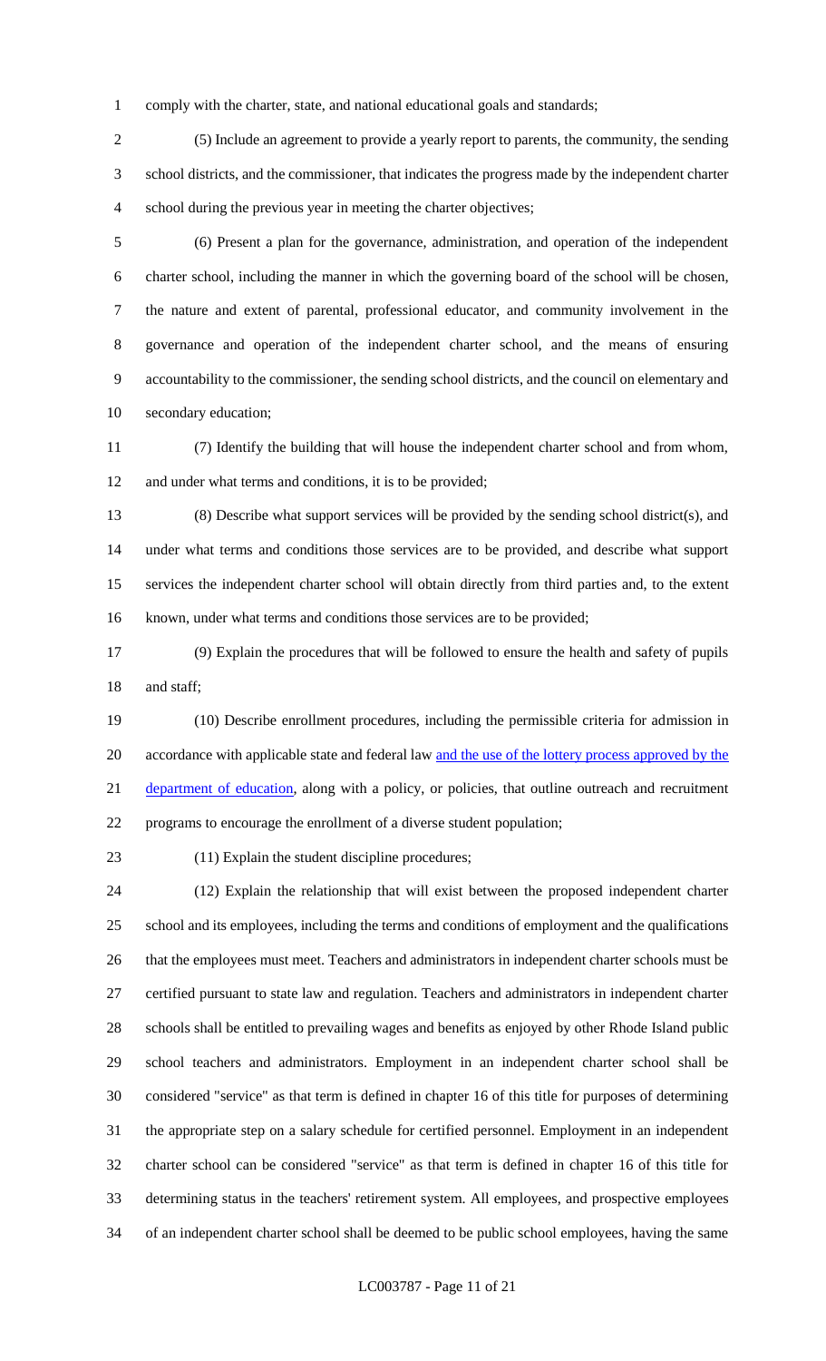comply with the charter, state, and national educational goals and standards;

(5) Include an agreement to provide a yearly report to parents, the community, the sending school districts, and the commissioner, that indicates the progress made by the independent charter school during the previous year in meeting the charter objectives;

(6) Present a plan for the governance, administration, and operation of the independent charter school, including the manner in which the governing board of the school will be chosen, the nature and extent of parental, professional educator, and community involvement in the governance and operation of the independent charter school, and the means of ensuring accountability to the commissioner, the sending school districts, and the council on elementary and secondary education;

(7) Identify the building that will house the independent charter school and from whom, and under what terms and conditions, it is to be provided;

(8) Describe what support services will be provided by the sending school district(s), and under what terms and conditions those services are to be provided, and describe what support services the independent charter school will obtain directly from third parties and, to the extent known, under what terms and conditions those services are to be provided;

(9) Explain the procedures that will be followed to ensure the health and safety of pupils and staff;

(10) Describe enrollment procedures, including the permissible criteria for admission in accordance with applicable state and federal law and the use of the lottery process approved by the department of education, along with a policy, or policies, that outline outreach and recruitment programs to encourage the enrollment of a diverse student population;

(11) Explain the student discipline procedures;

(12) Explain the relationship that will exist between the proposed independent charter school and its employees, including the terms and conditions of employment and the qualifications that the employees must meet. Teachers and administrators in independent charter schools must be certified pursuant to state law and regulation. Teachers and administrators in independent charter schools shall be entitled to prevailing wages and benefits as enjoyed by other Rhode Island public school teachers and administrators. Employment in an independent charter school shall be considered "service" as that term is defined in chapter 16 of this title for purposes of determining the appropriate step on a salary schedule for certified personnel. Employment in an independent charter school can be considered "service" as that term is defined in chapter 16 of this title for determining status in the teachers' retirement system. All employees, and prospective employees of an independent charter school shall be deemed to be public school employees, having the same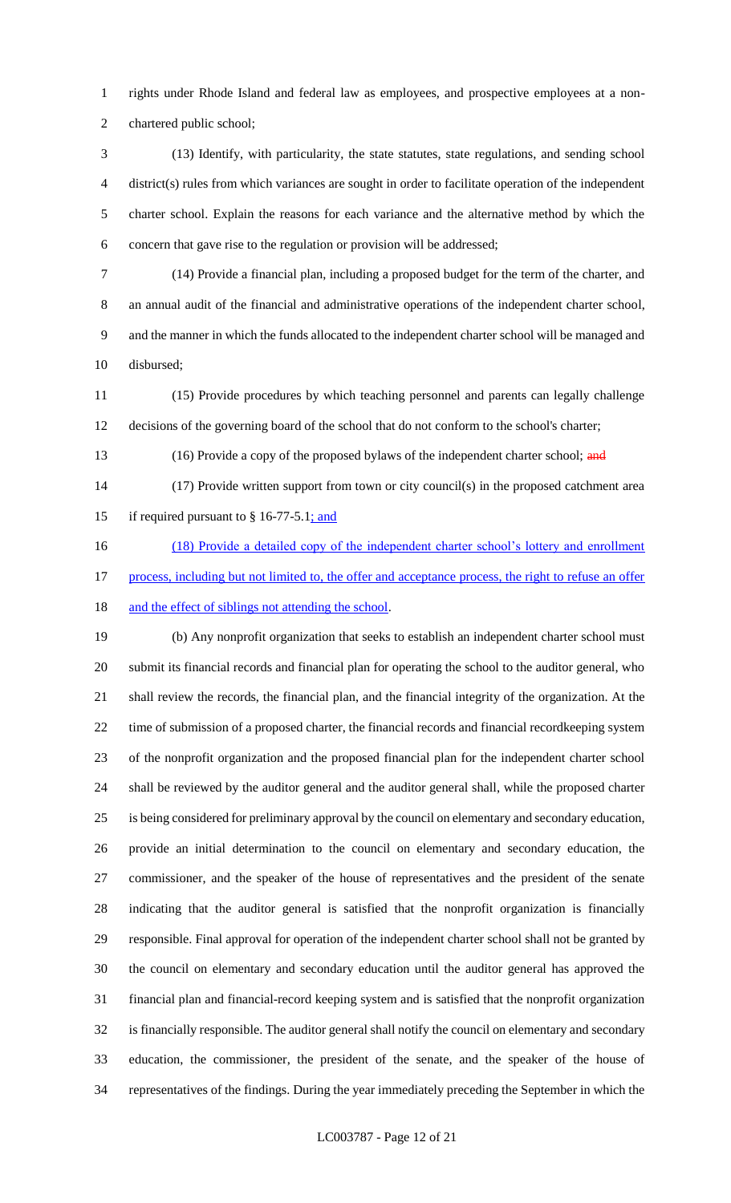rights under Rhode Island and federal law as employees, and prospective employees at a non-chartered public school;

(13) Identify, with particularity, the state statutes, state regulations, and sending school district(s) rules from which variances are sought in order to facilitate operation of the independent charter school. Explain the reasons for each variance and the alternative method by which the concern that gave rise to the regulation or provision will be addressed;

(14) Provide a financial plan, including a proposed budget for the term of the charter, and an annual audit of the financial and administrative operations of the independent charter school, and the manner in which the funds allocated to the independent charter school will be managed and disbursed;

(15) Provide procedures by which teaching personnel and parents can legally challenge decisions of the governing board of the school that do not conform to the school's charter;

(16) Provide a copy of the proposed bylaws of the independent charter school; ~~and~~

(17) Provide written support from town or city council(s) in the proposed catchment area if required pursuant to § 16-77-5.1; and

(18) Provide a detailed copy of the independent charter school's lottery and enrollment process, including but not limited to, the offer and acceptance process, the right to refuse an offer and the effect of siblings not attending the school.

(b) Any nonprofit organization that seeks to establish an independent charter school must submit its financial records and financial plan for operating the school to the auditor general, who shall review the records, the financial plan, and the financial integrity of the organization. At the time of submission of a proposed charter, the financial records and financial recordkeeping system of the nonprofit organization and the proposed financial plan for the independent charter school shall be reviewed by the auditor general and the auditor general shall, while the proposed charter is being considered for preliminary approval by the council on elementary and secondary education, provide an initial determination to the council on elementary and secondary education, the commissioner, and the speaker of the house of representatives and the president of the senate indicating that the auditor general is satisfied that the nonprofit organization is financially responsible. Final approval for operation of the independent charter school shall not be granted by the council on elementary and secondary education until the auditor general has approved the financial plan and financial-record keeping system and is satisfied that the nonprofit organization is financially responsible. The auditor general shall notify the council on elementary and secondary education, the commissioner, the president of the senate, and the speaker of the house of representatives of the findings. During the year immediately preceding the September in which the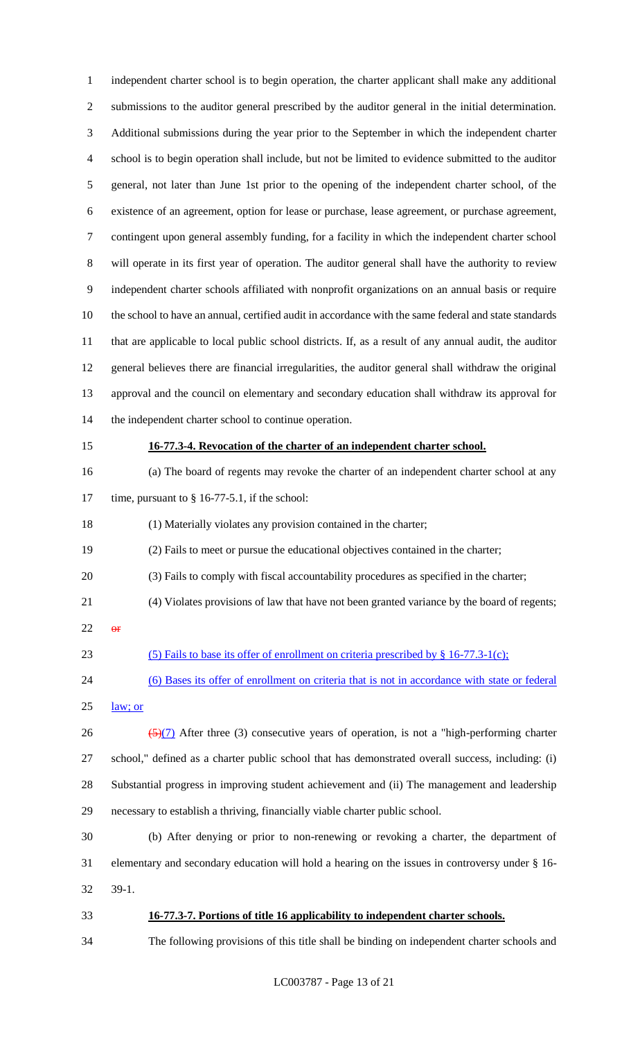independent charter school is to begin operation, the charter applicant shall make any additional submissions to the auditor general prescribed by the auditor general in the initial determination. Additional submissions during the year prior to the September in which the independent charter school is to begin operation shall include, but not be limited to evidence submitted to the auditor general, not later than June 1st prior to the opening of the independent charter school, of the existence of an agreement, option for lease or purchase, lease agreement, or purchase agreement, contingent upon general assembly funding, for a facility in which the independent charter school will operate in its first year of operation. The auditor general shall have the authority to review independent charter schools affiliated with nonprofit organizations on an annual basis or require the school to have an annual, certified audit in accordance with the same federal and state standards that are applicable to local public school districts. If, as a result of any annual audit, the auditor general believes there are financial irregularities, the auditor general shall withdraw the original approval and the council on elementary and secondary education shall withdraw its approval for the independent charter school to continue operation.

**16-77.3-4. Revocation of the charter of an independent charter school.**

(a) The board of regents may revoke the charter of an independent charter school at any time, pursuant to § 16-77-5.1, if the school:

(1) Materially violates any provision contained in the charter;

(2) Fails to meet or pursue the educational objectives contained in the charter;

(3) Fails to comply with fiscal accountability procedures as specified in the charter;

(4) Violates provisions of law that have not been granted variance by the board of regents; ~~or~~

(5) Fails to base its offer of enrollment on criteria prescribed by § 16-77.3-1(c);

(6) Bases its offer of enrollment on criteria that is not in accordance with state or federal law; or

~~(5)~~(7) After three (3) consecutive years of operation, is not a "high-performing charter school," defined as a charter public school that has demonstrated overall success, including: (i) Substantial progress in improving student achievement and (ii) The management and leadership necessary to establish a thriving, financially viable charter public school.

(b) After denying or prior to non-renewing or revoking a charter, the department of elementary and secondary education will hold a hearing on the issues in controversy under § 16-39-1.

**16-77.3-7. Portions of title 16 applicability to independent charter schools.**

The following provisions of this title shall be binding on independent charter schools and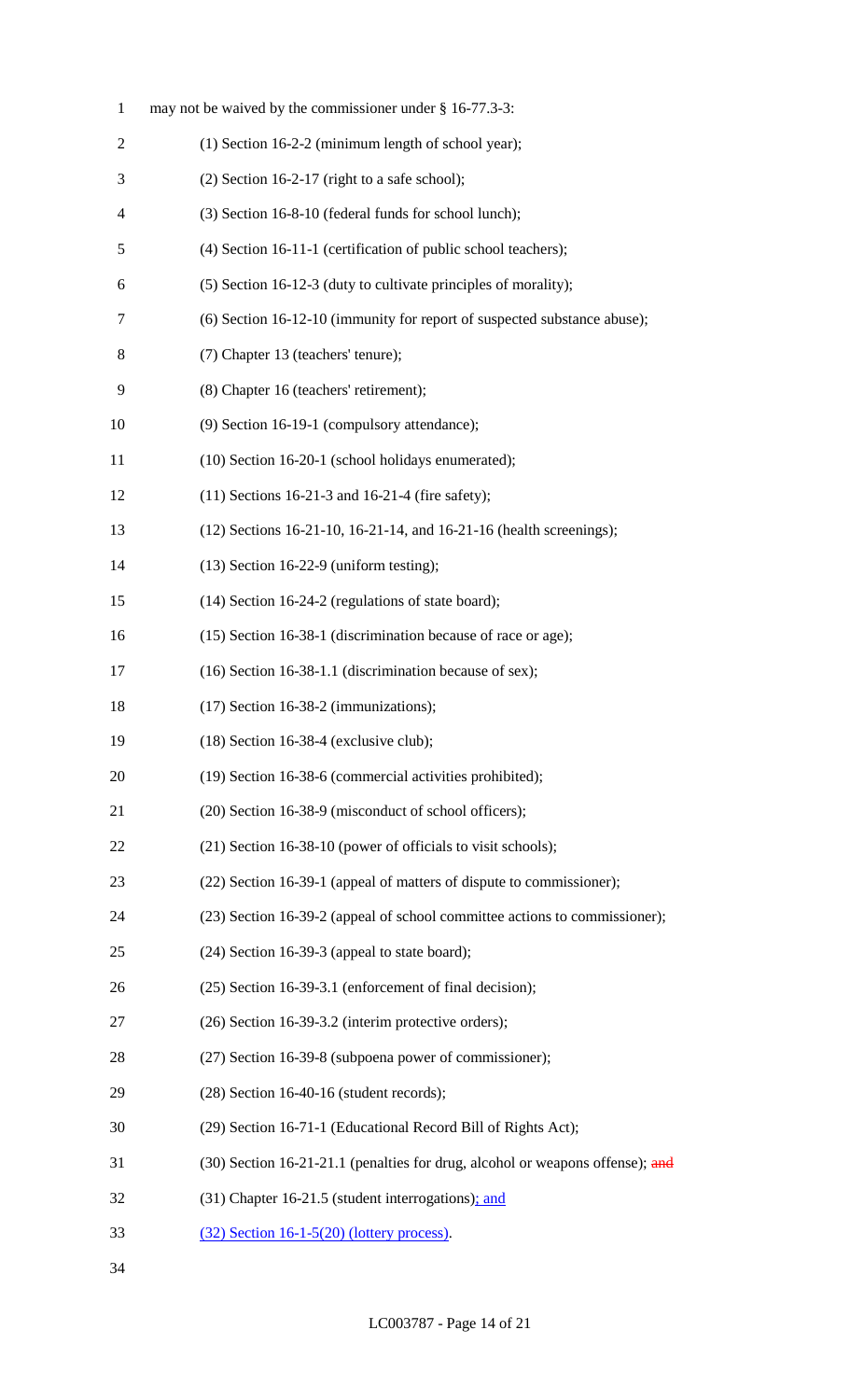may not be waived by the commissioner under § 16-77.3-3:

(1) Section 16-2-2 (minimum length of school year);

(2) Section 16-2-17 (right to a safe school);

(3) Section 16-8-10 (federal funds for school lunch);

(4) Section 16-11-1 (certification of public school teachers);

(5) Section 16-12-3 (duty to cultivate principles of morality);

(6) Section 16-12-10 (immunity for report of suspected substance abuse);

(7) Chapter 13 (teachers' tenure);

(8) Chapter 16 (teachers' retirement);

(9) Section 16-19-1 (compulsory attendance);

(10) Section 16-20-1 (school holidays enumerated);

(11) Sections 16-21-3 and 16-21-4 (fire safety);

(12) Sections 16-21-10, 16-21-14, and 16-21-16 (health screenings);

(13) Section 16-22-9 (uniform testing);

(14) Section 16-24-2 (regulations of state board);

(15) Section 16-38-1 (discrimination because of race or age);

(16) Section 16-38-1.1 (discrimination because of sex);

(17) Section 16-38-2 (immunizations);

(18) Section 16-38-4 (exclusive club);

(19) Section 16-38-6 (commercial activities prohibited);

(20) Section 16-38-9 (misconduct of school officers);

(21) Section 16-38-10 (power of officials to visit schools);

(22) Section 16-39-1 (appeal of matters of dispute to commissioner);

(23) Section 16-39-2 (appeal of school committee actions to commissioner);

(24) Section 16-39-3 (appeal to state board);

(25) Section 16-39-3.1 (enforcement of final decision);

(26) Section 16-39-3.2 (interim protective orders);

(27) Section 16-39-8 (subpoena power of commissioner);

(28) Section 16-40-16 (student records);

(29) Section 16-71-1 (Educational Record Bill of Rights Act);

(30) Section 16-21-21.1 (penalties for drug, alcohol or weapons offense); ~~and~~

(31) Chapter 16-21.5 (student interrogations); and

(32) Section 16-1-5(20) (lottery process).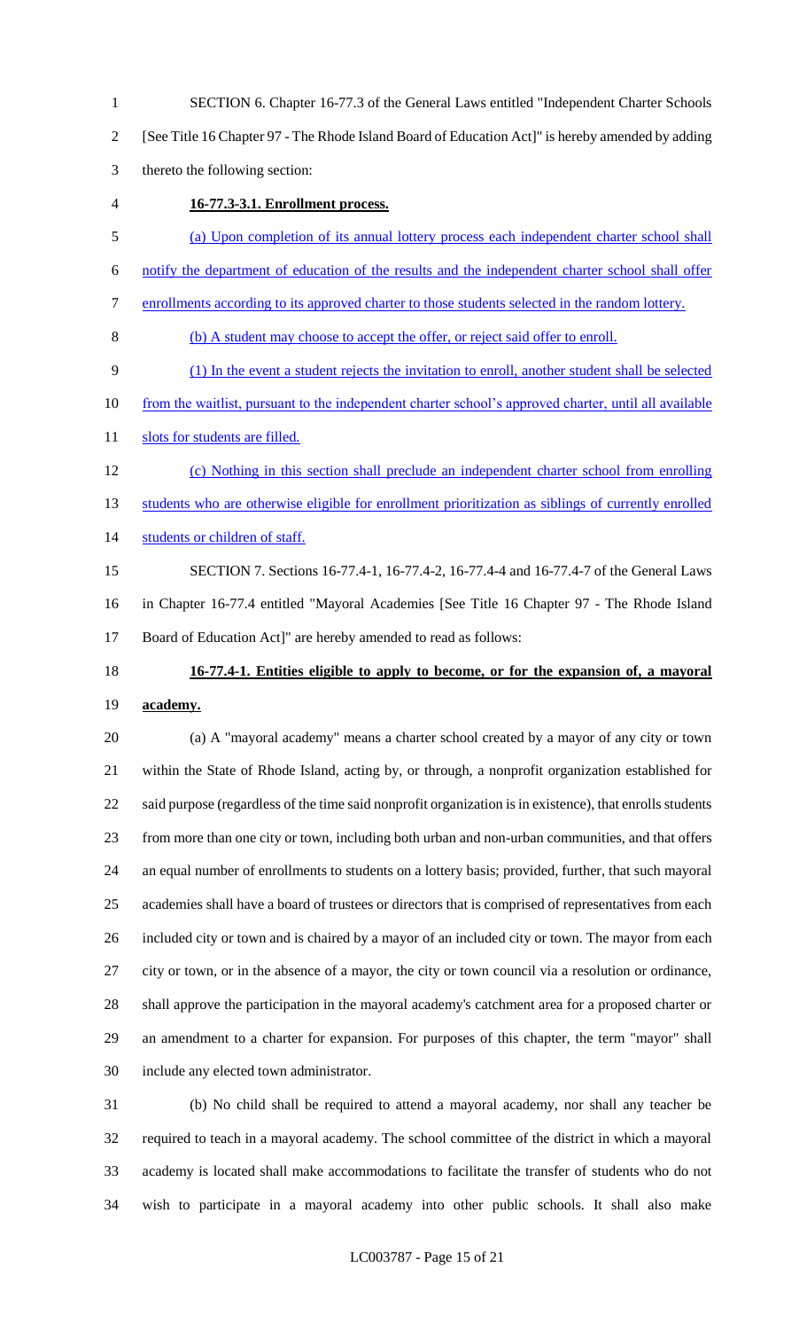SECTION 6. Chapter 16-77.3 of the General Laws entitled "Independent Charter Schools [See Title 16 Chapter 97 - The Rhode Island Board of Education Act]" is hereby amended by adding thereto the following section:

**16-77.3-3.1. Enrollment process.**

(a) Upon completion of its annual lottery process each independent charter school shall notify the department of education of the results and the independent charter school shall offer enrollments according to its approved charter to those students selected in the random lottery.

(b) A student may choose to accept the offer, or reject said offer to enroll.

(1) In the event a student rejects the invitation to enroll, another student shall be selected from the waitlist, pursuant to the independent charter school's approved charter, until all available slots for students are filled.

(c) Nothing in this section shall preclude an independent charter school from enrolling students who are otherwise eligible for enrollment prioritization as siblings of currently enrolled students or children of staff.

SECTION 7. Sections 16-77.4-1, 16-77.4-2, 16-77.4-4 and 16-77.4-7 of the General Laws in Chapter 16-77.4 entitled "Mayoral Academies [See Title 16 Chapter 97 - The Rhode Island Board of Education Act]" are hereby amended to read as follows:

**16-77.4-1. Entities eligible to apply to become, or for the expansion of, a mayoral academy.**

(a) A "mayoral academy" means a charter school created by a mayor of any city or town within the State of Rhode Island, acting by, or through, a nonprofit organization established for said purpose (regardless of the time said nonprofit organization is in existence), that enrolls students from more than one city or town, including both urban and non-urban communities, and that offers an equal number of enrollments to students on a lottery basis; provided, further, that such mayoral academies shall have a board of trustees or directors that is comprised of representatives from each included city or town and is chaired by a mayor of an included city or town. The mayor from each city or town, or in the absence of a mayor, the city or town council via a resolution or ordinance, shall approve the participation in the mayoral academy's catchment area for a proposed charter or an amendment to a charter for expansion. For purposes of this chapter, the term "mayor" shall include any elected town administrator.

(b) No child shall be required to attend a mayoral academy, nor shall any teacher be required to teach in a mayoral academy. The school committee of the district in which a mayoral academy is located shall make accommodations to facilitate the transfer of students who do not wish to participate in a mayoral academy into other public schools. It shall also make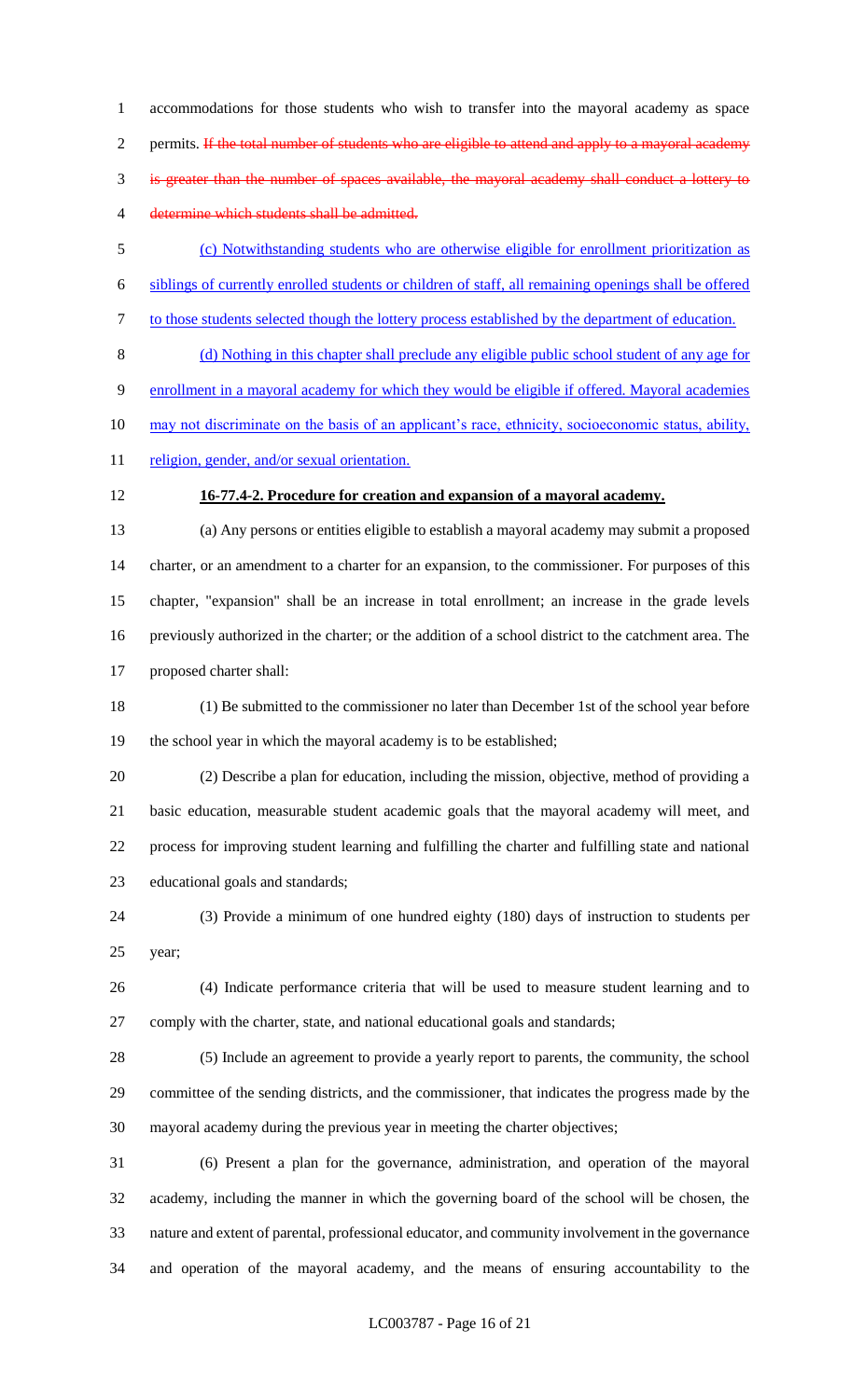accommodations for those students who wish to transfer into the mayoral academy as space permits. ~~If the total number of students who are eligible to attend and apply to a mayoral academy is greater than the number of spaces available, the mayoral academy shall conduct a lottery to determine which students shall be admitted.~~

(c) Notwithstanding students who are otherwise eligible for enrollment prioritization as siblings of currently enrolled students or children of staff, all remaining openings shall be offered to those students selected though the lottery process established by the department of education.

(d) Nothing in this chapter shall preclude any eligible public school student of any age for enrollment in a mayoral academy for which they would be eligible if offered. Mayoral academies may not discriminate on the basis of an applicant's race, ethnicity, socioeconomic status, ability, religion, gender, and/or sexual orientation.

**16-77.4-2. Procedure for creation and expansion of a mayoral academy.**

(a) Any persons or entities eligible to establish a mayoral academy may submit a proposed charter, or an amendment to a charter for an expansion, to the commissioner. For purposes of this chapter, "expansion" shall be an increase in total enrollment; an increase in the grade levels previously authorized in the charter; or the addition of a school district to the catchment area. The proposed charter shall:

(1) Be submitted to the commissioner no later than December 1st of the school year before the school year in which the mayoral academy is to be established;

(2) Describe a plan for education, including the mission, objective, method of providing a basic education, measurable student academic goals that the mayoral academy will meet, and process for improving student learning and fulfilling the charter and fulfilling state and national educational goals and standards;

(3) Provide a minimum of one hundred eighty (180) days of instruction to students per year;

(4) Indicate performance criteria that will be used to measure student learning and to comply with the charter, state, and national educational goals and standards;

(5) Include an agreement to provide a yearly report to parents, the community, the school committee of the sending districts, and the commissioner, that indicates the progress made by the mayoral academy during the previous year in meeting the charter objectives;

(6) Present a plan for the governance, administration, and operation of the mayoral academy, including the manner in which the governing board of the school will be chosen, the nature and extent of parental, professional educator, and community involvement in the governance and operation of the mayoral academy, and the means of ensuring accountability to the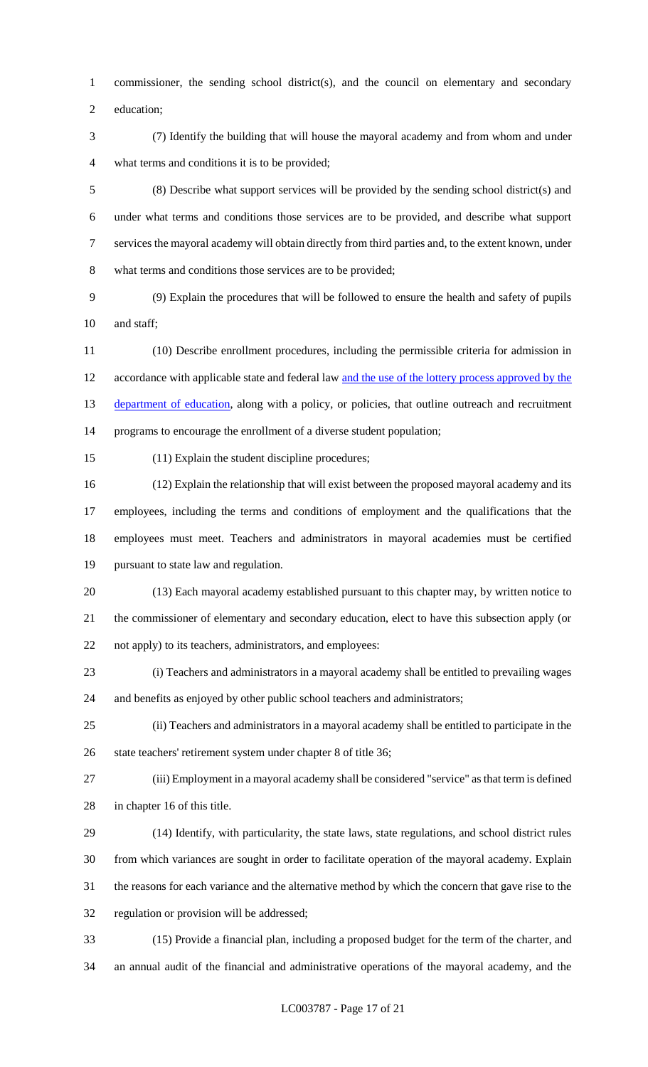commissioner, the sending school district(s), and the council on elementary and secondary education;

(7) Identify the building that will house the mayoral academy and from whom and under what terms and conditions it is to be provided;

(8) Describe what support services will be provided by the sending school district(s) and under what terms and conditions those services are to be provided, and describe what support services the mayoral academy will obtain directly from third parties and, to the extent known, under what terms and conditions those services are to be provided;

(9) Explain the procedures that will be followed to ensure the health and safety of pupils and staff;

(10) Describe enrollment procedures, including the permissible criteria for admission in accordance with applicable state and federal law and the use of the lottery process approved by the department of education, along with a policy, or policies, that outline outreach and recruitment programs to encourage the enrollment of a diverse student population;

(11) Explain the student discipline procedures;

(12) Explain the relationship that will exist between the proposed mayoral academy and its employees, including the terms and conditions of employment and the qualifications that the employees must meet. Teachers and administrators in mayoral academies must be certified pursuant to state law and regulation.

(13) Each mayoral academy established pursuant to this chapter may, by written notice to the commissioner of elementary and secondary education, elect to have this subsection apply (or not apply) to its teachers, administrators, and employees:

(i) Teachers and administrators in a mayoral academy shall be entitled to prevailing wages and benefits as enjoyed by other public school teachers and administrators;

(ii) Teachers and administrators in a mayoral academy shall be entitled to participate in the state teachers' retirement system under chapter 8 of title 36;

(iii) Employment in a mayoral academy shall be considered "service" as that term is defined in chapter 16 of this title.

(14) Identify, with particularity, the state laws, state regulations, and school district rules from which variances are sought in order to facilitate operation of the mayoral academy. Explain the reasons for each variance and the alternative method by which the concern that gave rise to the regulation or provision will be addressed;

(15) Provide a financial plan, including a proposed budget for the term of the charter, and an annual audit of the financial and administrative operations of the mayoral academy, and the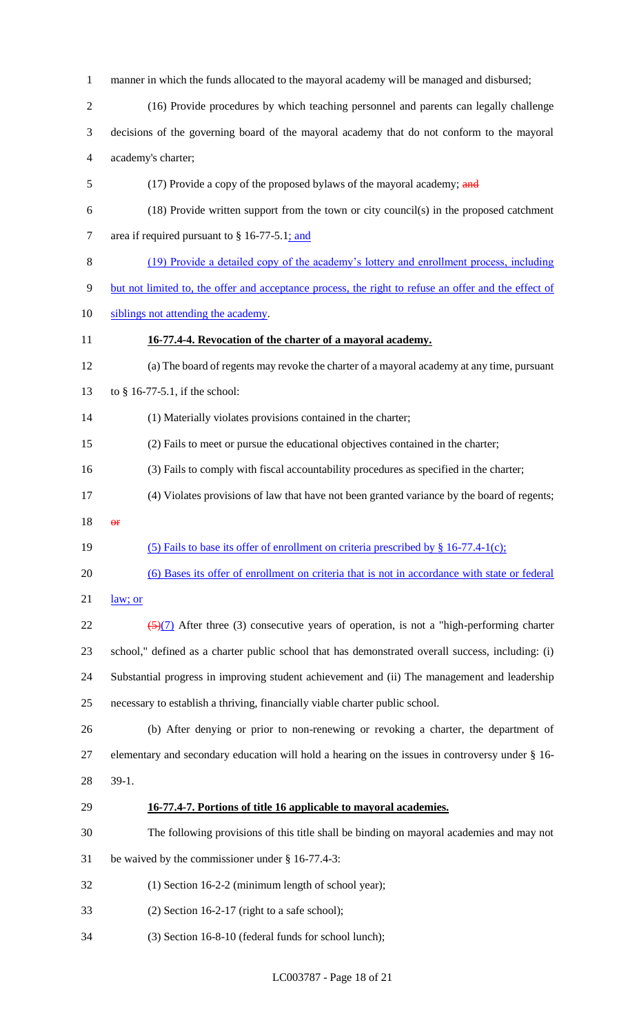manner in which the funds allocated to the mayoral academy will be managed and disbursed;

(16) Provide procedures by which teaching personnel and parents can legally challenge decisions of the governing board of the mayoral academy that do not conform to the mayoral academy's charter;

(17) Provide a copy of the proposed bylaws of the mayoral academy; ~~and~~

(18) Provide written support from the town or city council(s) in the proposed catchment area if required pursuant to § 16-77-5.1; and

(19) Provide a detailed copy of the academy's lottery and enrollment process, including but not limited to, the offer and acceptance process, the right to refuse an offer and the effect of siblings not attending the academy.

**16-77.4-4. Revocation of the charter of a mayoral academy.**

(a) The board of regents may revoke the charter of a mayoral academy at any time, pursuant to § 16-77-5.1, if the school:

(1) Materially violates provisions contained in the charter;

(2) Fails to meet or pursue the educational objectives contained in the charter;

(3) Fails to comply with fiscal accountability procedures as specified in the charter;

(4) Violates provisions of law that have not been granted variance by the board of regents; ~~or~~

(5) Fails to base its offer of enrollment on criteria prescribed by § 16-77.4-1(c);

(6) Bases its offer of enrollment on criteria that is not in accordance with state or federal law; or

~~(5)~~(7) After three (3) consecutive years of operation, is not a "high-performing charter school," defined as a charter public school that has demonstrated overall success, including: (i) Substantial progress in improving student achievement and (ii) The management and leadership necessary to establish a thriving, financially viable charter public school.

(b) After denying or prior to non-renewing or revoking a charter, the department of elementary and secondary education will hold a hearing on the issues in controversy under § 16-39-1.

**16-77.4-7. Portions of title 16 applicable to mayoral academies.**

The following provisions of this title shall be binding on mayoral academies and may not be waived by the commissioner under § 16-77.4-3:

(1) Section 16-2-2 (minimum length of school year);

(2) Section 16-2-17 (right to a safe school);

(3) Section 16-8-10 (federal funds for school lunch);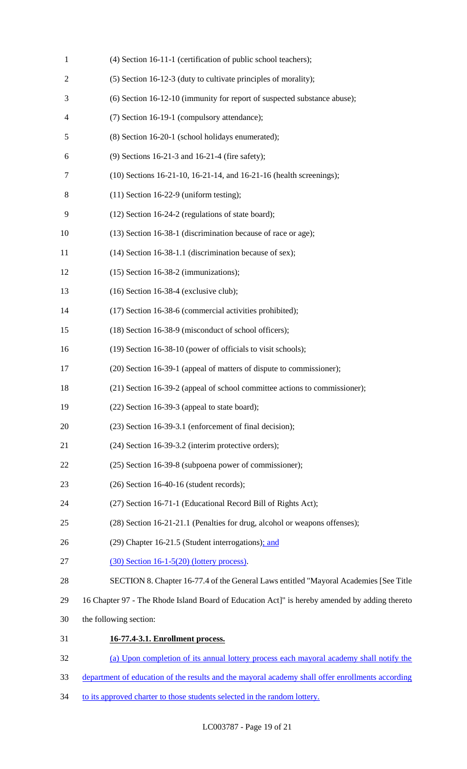(4) Section 16-11-1 (certification of public school teachers);

(5) Section 16-12-3 (duty to cultivate principles of morality);

(6) Section 16-12-10 (immunity for report of suspected substance abuse);

(7) Section 16-19-1 (compulsory attendance);

(8) Section 16-20-1 (school holidays enumerated);

(9) Sections 16-21-3 and 16-21-4 (fire safety);

(10) Sections 16-21-10, 16-21-14, and 16-21-16 (health screenings);

(11) Section 16-22-9 (uniform testing);

(12) Section 16-24-2 (regulations of state board);

(13) Section 16-38-1 (discrimination because of race or age);

(14) Section 16-38-1.1 (discrimination because of sex);

(15) Section 16-38-2 (immunizations);

(16) Section 16-38-4 (exclusive club);

(17) Section 16-38-6 (commercial activities prohibited);

(18) Section 16-38-9 (misconduct of school officers);

(19) Section 16-38-10 (power of officials to visit schools);

(20) Section 16-39-1 (appeal of matters of dispute to commissioner);

(21) Section 16-39-2 (appeal of school committee actions to commissioner);

(22) Section 16-39-3 (appeal to state board);

(23) Section 16-39-3.1 (enforcement of final decision);

(24) Section 16-39-3.2 (interim protective orders);

(25) Section 16-39-8 (subpoena power of commissioner);

(26) Section 16-40-16 (student records);

(27) Section 16-71-1 (Educational Record Bill of Rights Act);

(28) Section 16-21-21.1 (Penalties for drug, alcohol or weapons offenses);

(29) Chapter 16-21.5 (Student interrogations); and

(30) Section 16-1-5(20) (lottery process).

SECTION 8. Chapter 16-77.4 of the General Laws entitled "Mayoral Academies [See Title 16 Chapter 97 - The Rhode Island Board of Education Act]" is hereby amended by adding thereto the following section:

**16-77.4-3.1. Enrollment process.**

(a) Upon completion of its annual lottery process each mayoral academy shall notify the department of education of the results and the mayoral academy shall offer enrollments according to its approved charter to those students selected in the random lottery.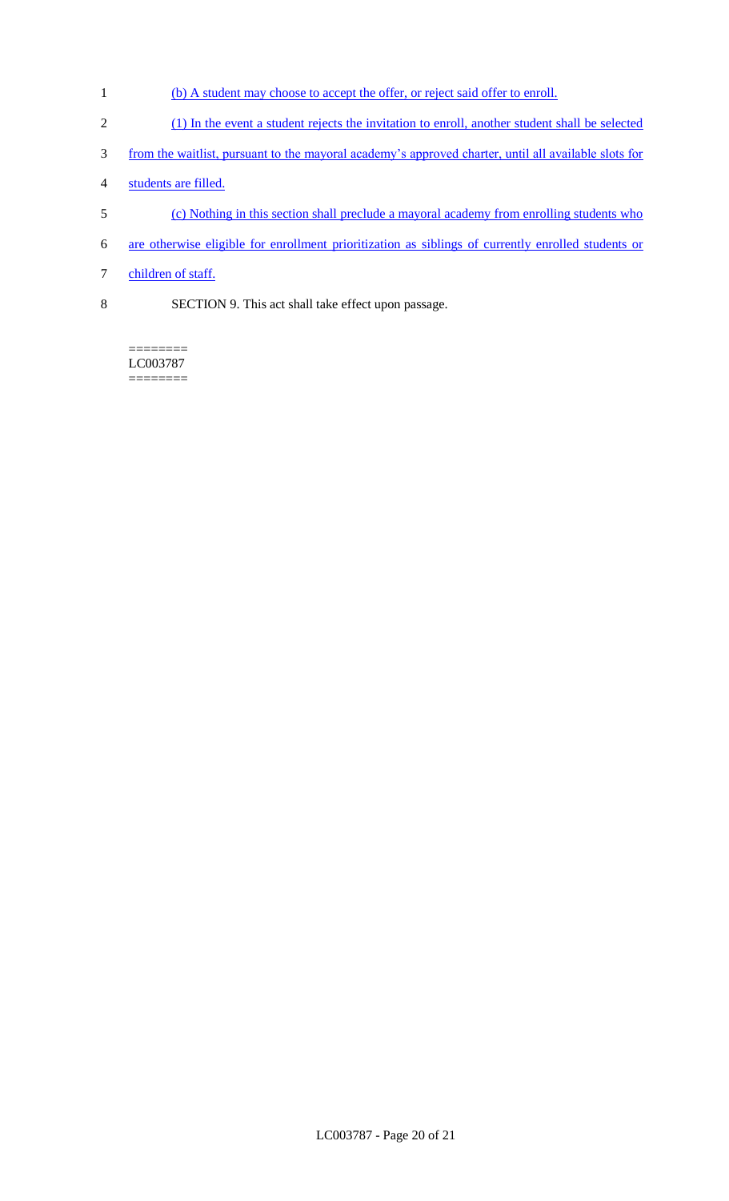(b) A student may choose to accept the offer, or reject said offer to enroll.

(1) In the event a student rejects the invitation to enroll, another student shall be selected from the waitlist, pursuant to the mayoral academy's approved charter, until all available slots for students are filled.

(c) Nothing in this section shall preclude a mayoral academy from enrolling students who are otherwise eligible for enrollment prioritization as siblings of currently enrolled students or children of staff.

SECTION 9. This act shall take effect upon passage.

========
LC003787
========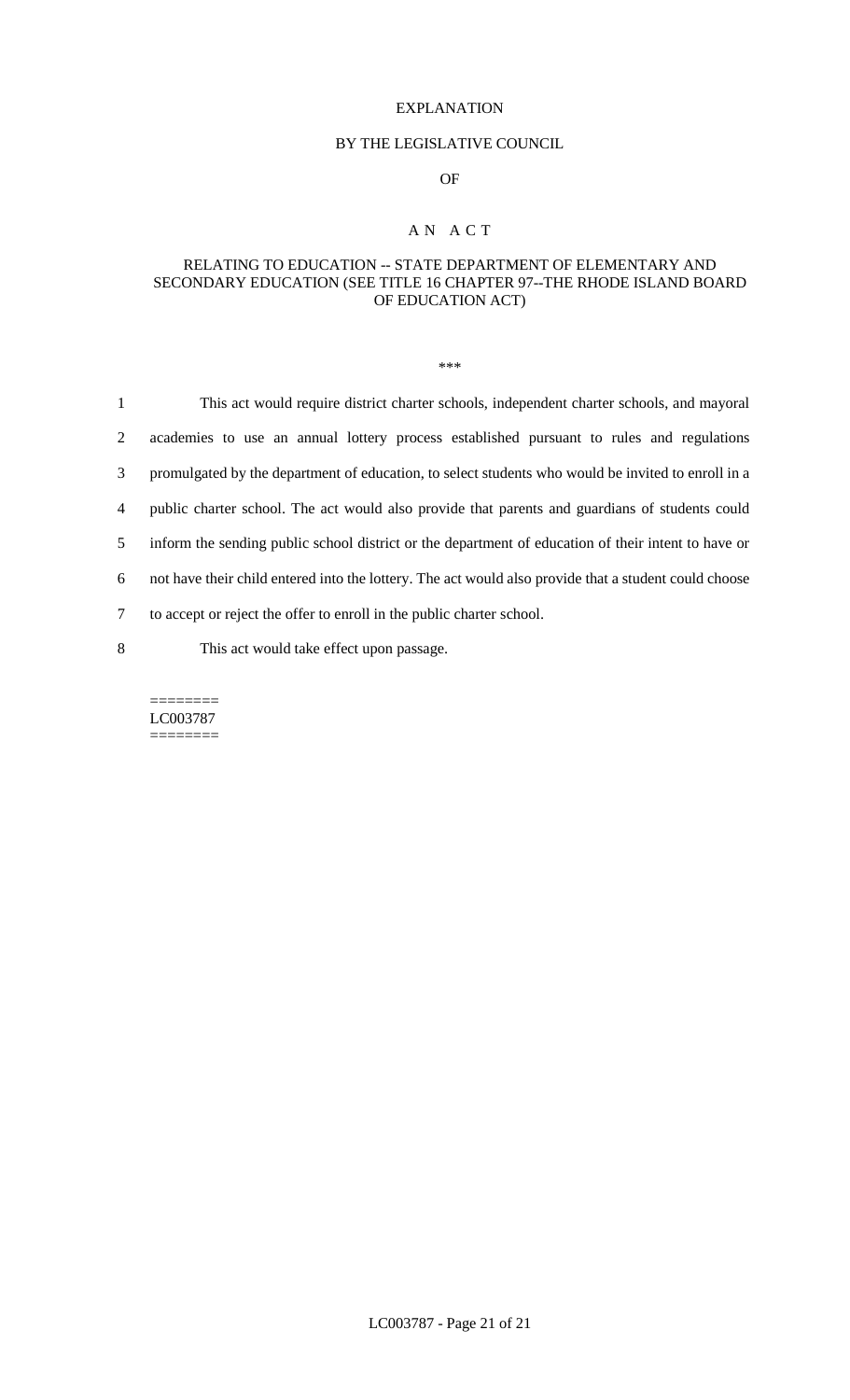EXPLANATION

BY THE LEGISLATIVE COUNCIL

OF

A N A C T

RELATING TO EDUCATION -- STATE DEPARTMENT OF ELEMENTARY AND SECONDARY EDUCATION (SEE TITLE 16 CHAPTER 97--THE RHODE ISLAND BOARD OF EDUCATION ACT)

\*\*\*

1 This act would require district charter schools, independent charter schools, and mayoral
2 academies to use an annual lottery process established pursuant to rules and regulations
3 promulgated by the department of education, to select students who would be invited to enroll in a
4 public charter school. The act would also provide that parents and guardians of students could
5 inform the sending public school district or the department of education of their intent to have or
6 not have their child entered into the lottery. The act would also provide that a student could choose
7 to accept or reject the offer to enroll in the public charter school.
8 This act would take effect upon passage.

========
LC003787
========